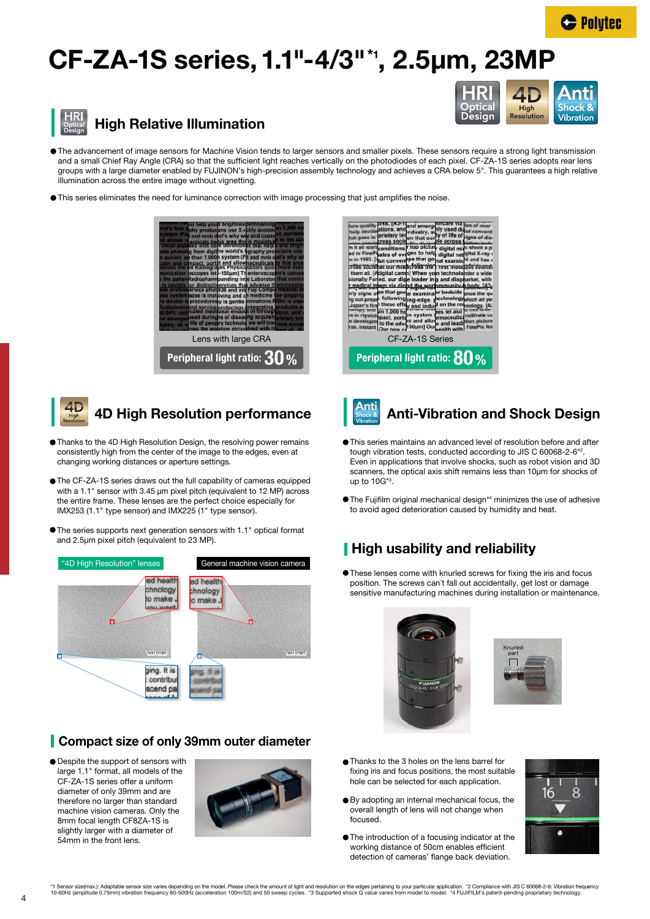# CF-ZA-1S series, 1.1"-4/3"[*1], 2.5μm, 23MP

## High Relative Illumination

- The advancement of image sensors for Machine Vision tends to larger sensors and smaller pixels. These sensors require a strong light transmission and a small Chief Ray Angle (CRA) so that the sufficient light reaches vertically on the photodiodes of each pixel. CF-ZA-1S series adopts rear lens groups with a large diameter enabled by FUJINON's high-precision assembly technology and achieves a CRA below 5°. This guarantees a high relative illumination across the entire image without vignetting.
- This series eliminates the need for luminance correction with image processing that just amplifies the noise.

Lens with large CRA

Peripheral light ratio: 30%

CF-ZA-1S Series

Peripheral light ratio: 80%

## 4D High Resolution performance

- Thanks to the 4D High Resolution Design, the resolving power remains consistently high from the center of the image to the edges, even at changing working distances or aperture settings.
- The CF-ZA-1S series draws out the full capability of cameras equipped with a 1.1" sensor with 3.45 μm pixel pitch (equivalent to 12 MP) across the entire frame. These lenses are the perfect choice especially for IMX253 (1.1" type sensor) and IMX225 (1" type sensor).
- The series supports next generation sensors with 1.1" optical format and 2.5μm pixel pitch (equivalent to 23 MP).

"4D High Resolution" lenses

General machine vision camera

## Compact size of only 39mm outer diameter

- Despite the support of sensors with large 1.1" format, all models of the CF-ZA-1S series offer a uniform diameter of only 39mm and are therefore no larger than standard machine vision cameras. Only the 8mm focal length CF8ZA-1S is slightly larger with a diameter of 54mm in the front lens.

## Anti-Vibration and Shock Design

- This series maintains an advanced level of resolution before and after tough vibration tests, conducted according to JIS C 60068-2-6[*2]. Even in applications that involve shocks, such as robot vision and 3D scanners, the optical axis shift remains less than 10μm for shocks of up to 10G[*3].
- The Fujifilm original mechanical design[*4] minimizes the use of adhesive to avoid aged deterioration caused by humidity and heat.

## High usability and reliability

- These lenses come with knurled screws for fixing the iris and focus position. The screws can´t fall out accidentally, get lost or damage sensitive manufacturing machines during installation or maintenance.

Knurled part

- Thanks to the 3 holes on the lens barrel for fixing iris and focus positions, the most suitable hole can be selected for each application.
- By adopting an internal mechanical focus, the overall length of lens will not change when focused.
- The introduction of a focusing indicator at the working distance of 50cm enables efficient detection of cameras' flange back deviation.

*1 Sensor size(max.): Adaptable sensor size varies depending on the model. Please check the amount of light and resolution on the edges pertaining to your particular application. *2 Compliance with JIS C 60068-2-6: Vibration frequency 10-60Hz (amplitude 0.75mm) vibration frequency 60-500Hz (acceleration 100m/S2) and 50 sweep cycles. *3 Supported shock G value varies from model to model. *4 FUJIFILM's patent-pending proprietary technology.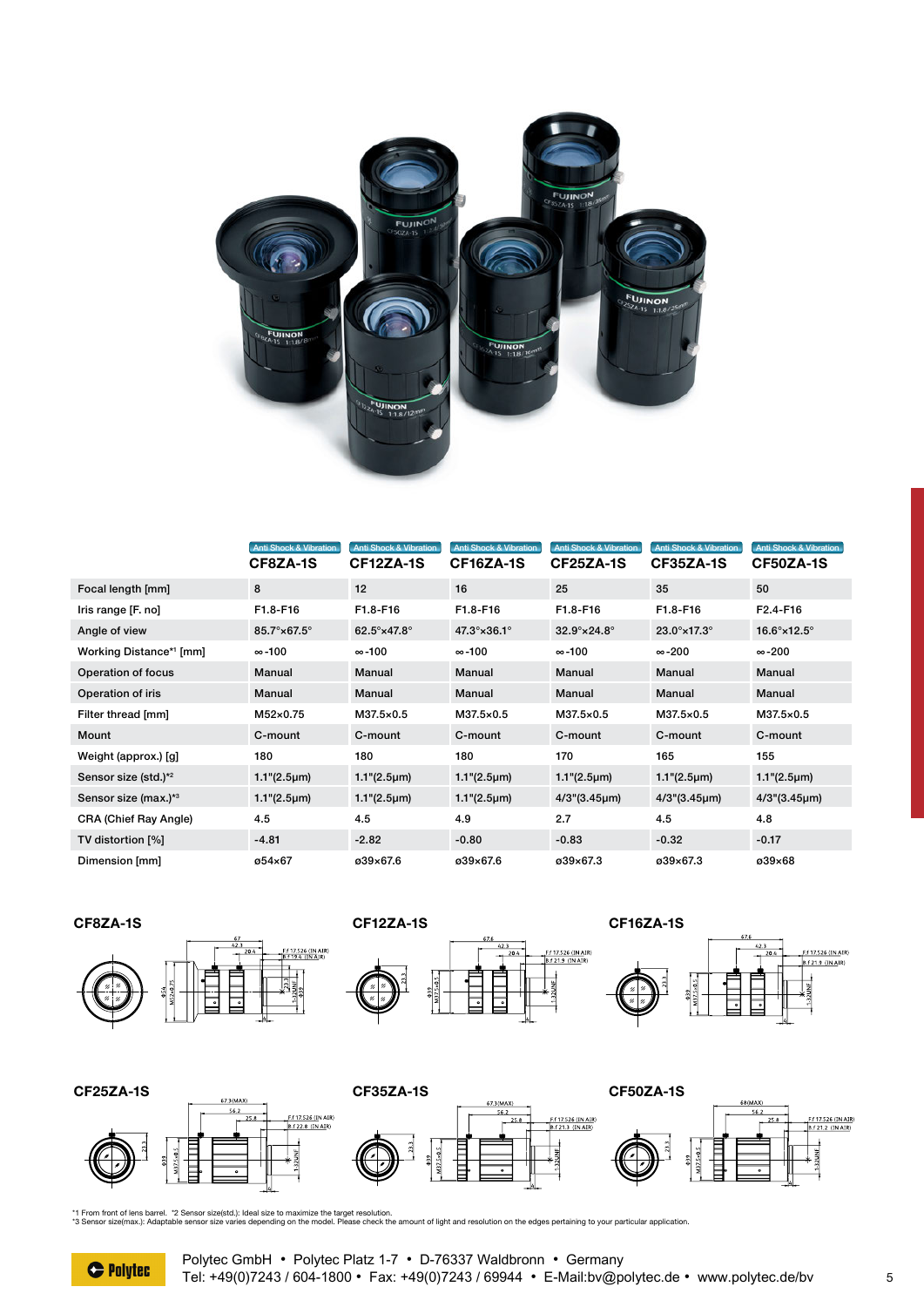| | Anti Shock & Vibration CF8ZA-1S | Anti Shock & Vibration CF12ZA-1S | Anti Shock & Vibration CF16ZA-1S | Anti Shock & Vibration CF25ZA-1S | Anti Shock & Vibration CF35ZA-1S | Anti Shock & Vibration CF50ZA-1S |
|---|---|---|---|---|---|---|
| Focal length [mm] | 8 | 12 | 16 | 25 | 35 | 50 |
| Iris range [F. no] | F1.8-F16 | F1.8-F16 | F1.8-F16 | F1.8-F16 | F1.8-F16 | F2.4-F16 |
| Angle of view | 85.7°×67.5° | 62.5°×47.8° | 47.3°×36.1° | 32.9°×24.8° | 23.0°×17.3° | 16.6°×12.5° |
| Working Distance*1 [mm] | ∞-100 | ∞-100 | ∞-100 | ∞-100 | ∞-200 | ∞-200 |
| Operation of focus | Manual | Manual | Manual | Manual | Manual | Manual |
| Operation of iris | Manual | Manual | Manual | Manual | Manual | Manual |
| Filter thread [mm] | M52×0.75 | M37.5×0.5 | M37.5×0.5 | M37.5×0.5 | M37.5×0.5 | M37.5×0.5 |
| Mount | C-mount | C-mount | C-mount | C-mount | C-mount | C-mount |
| Weight (approx.) [g] | 180 | 180 | 180 | 170 | 165 | 155 |
| Sensor size (std.)*2 | 1.1"(2.5µm) | 1.1"(2.5µm) | 1.1"(2.5µm) | 1.1"(2.5µm) | 1.1"(2.5µm) | 1.1"(2.5µm) |
| Sensor size (max.)*3 | 1.1"(2.5µm) | 1.1"(2.5µm) | 1.1"(2.5µm) | 4/3"(3.45µm) | 4/3"(3.45µm) | 4/3"(3.45µm) |
| CRA (Chief Ray Angle) | 4.5 | 4.5 | 4.9 | 2.7 | 4.5 | 4.8 |
| TV distortion [%] | -4.81 | -2.82 | -0.80 | -0.83 | -0.32 | -0.17 |
| Dimension [mm] | ø54×67 | ø39×67.6 | ø39×67.6 | ø39×67.3 | ø39×67.3 | ø39×68 |

**CF8ZA-1S**

67
42.3
20.4
F.f 17.526 (IN AIR)
B.f 19.4 (IN AIR)
ø54
M52×0.75
23.3
1-32UNF

**CF12ZA-1S**

67.6
42.3
20.4
F.f 17.526 (IN AIR)
B.f 21.9 (IN AIR)
ø39
M37.5×0.5
23.3
1-32UNF

**CF16ZA-1S**

67.6
42.3
20.4
F.f 17.526 (IN AIR)
B.f 21.9 (IN AIR)
ø39
M37.5×0.5
23.3
1-32UNF

**CF25ZA-1S**

67.3(MAX)
56.2
25.8
F.f 17.526 (IN AIR)
B.f 22.8 (IN AIR)
ø39
M37.5×0.5
23.3
1-32UNF

**CF35ZA-1S**

67.3(MAX)
56.2
25.8
F.f 17.526 (IN AIR)
B.f 21.3 (IN AIR)
ø39
M37.5×0.5
23.3
1-32UNF

**CF50ZA-1S**

68(MAX)
56.2
25.8
F.f 17.526 (IN AIR)
B.f 21.2 (IN AIR)
ø39
M37.5×0.5
23.3
1-32UNF

*1 From front of lens barrel. *2 Sensor size(std.): Ideal size to maximize the target resolution.
*3 Sensor size(max.): Adaptable sensor size varies depending on the model. Please check the amount of light and resolution on the edges pertaining to your particular application.

Polytec

Polytec GmbH • Polytec Platz 1-7 • D-76337 Waldbronn • Germany
Tel: +49(0)7243 / 604-1800 • Fax: +49(0)7243 / 69944 • E-Mail:bv@polytec.de • www.polytec.de/bv